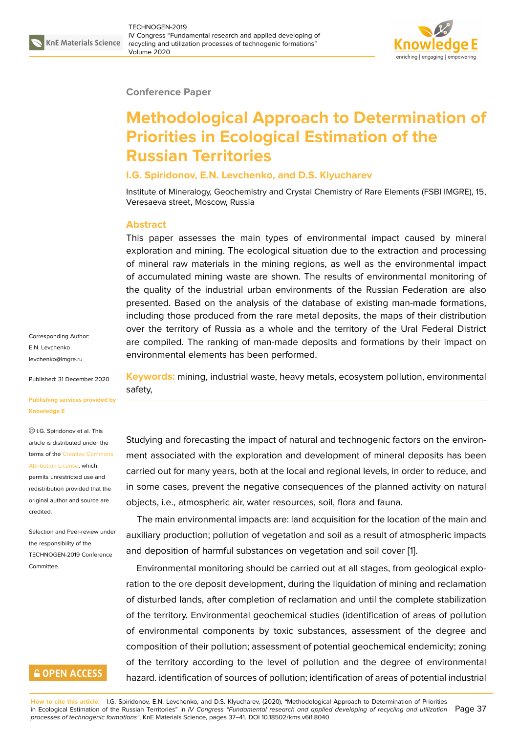Conference Paper

# Methodological Approach to Determination of Priorities in Ecological Estimation of the Russian Territories

**I.G. Spiridonov, E.N. Levchenko, and D.S. Klyucharev**

Institute of Mineralogy, Geochemistry and Crystal Chemistry of Rare Elements (FSBI IMGRE), 15, Veresaeva street, Moscow, Russia

## Abstract

This paper assesses the main types of environmental impact caused by mineral exploration and mining. The ecological situation due to the extraction and processing of mineral raw materials in the mining regions, as well as the environmental impact of accumulated mining waste are shown. The results of environmental monitoring of the quality of the industrial urban environments of the Russian Federation are also presented. Based on the analysis of the database of existing man-made formations, including those produced from the rare metal deposits, the maps of their distribution over the territory of Russia as a whole and the territory of the Ural Federal District are compiled. The ranking of man-made deposits and formations by their impact on environmental elements has been performed.

**Keywords:** mining, industrial waste, heavy metals, ecosystem pollution, environmental safety,

Corresponding Author: E.N. Levchenko levchenko@imgre.ru

Published: 31 December 2020

Publishing services provided by Knowledge E

I.G. Spiridonov et al. This article is distributed under the terms of the Creative Commons Attribution License, which permits unrestricted use and redistribution provided that the original author and source are credited.

Selection and Peer-review under the responsibility of the TECHNOGEN-2019 Conference Committee.

Studying and forecasting the impact of natural and technogenic factors on the environment associated with the exploration and development of mineral deposits has been carried out for many years, both at the local and regional levels, in order to reduce, and in some cases, prevent the negative consequences of the planned activity on natural objects, i.e., atmospheric air, water resources, soil, flora and fauna.

The main environmental impacts are: land acquisition for the location of the main and auxiliary production; pollution of vegetation and soil as a result of atmospheric impacts and deposition of harmful substances on vegetation and soil cover [1].

Environmental monitoring should be carried out at all stages, from geological exploration to the ore deposit development, during the liquidation of mining and reclamation of disturbed lands, after completion of reclamation and until the complete stabilization of the territory. Environmental geochemical studies (identification of areas of pollution of environmental components by toxic substances, assessment of the degree and composition of their pollution; assessment of potential geochemical endemicity; zoning of the territory according to the level of pollution and the degree of environmental hazard. identification of sources of pollution; identification of areas of potential industrial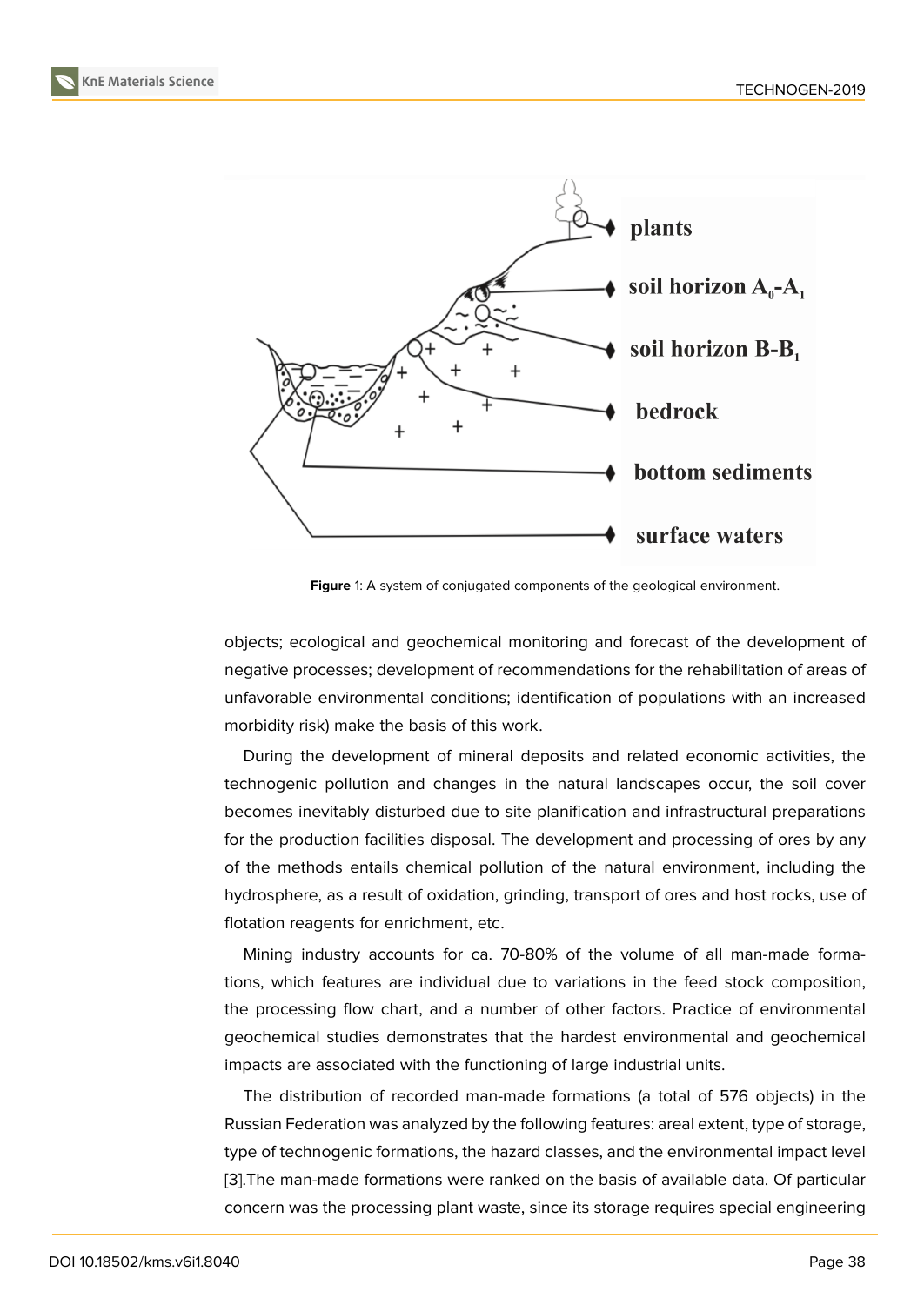Figure 1: A system of conjugated components of the geological environment.

objects; ecological and geochemical monitoring and forecast of the development of negative processes; development of recommendations for the rehabilitation of areas of unfavorable environmental conditions; identification of populations with an increased morbidity risk) make the basis of this work.

During the development of mineral deposits and related economic activities, the technogenic pollution and changes in the natural landscapes occur, the soil cover becomes inevitably disturbed due to site planification and infrastructural preparations for the production facilities disposal. The development and processing of ores by any of the methods entails chemical pollution of the natural environment, including the hydrosphere, as a result of oxidation, grinding, transport of ores and host rocks, use of flotation reagents for enrichment, etc.

Mining industry accounts for ca. 70-80% of the volume of all man-made formations, which features are individual due to variations in the feed stock composition, the processing flow chart, and a number of other factors. Practice of environmental geochemical studies demonstrates that the hardest environmental and geochemical impacts are associated with the functioning of large industrial units.

The distribution of recorded man-made formations (a total of 576 objects) in the Russian Federation was analyzed by the following features: areal extent, type of storage, type of technogenic formations, the hazard classes, and the environmental impact level [3].The man-made formations were ranked on the basis of available data. Of particular concern was the processing plant waste, since its storage requires special engineering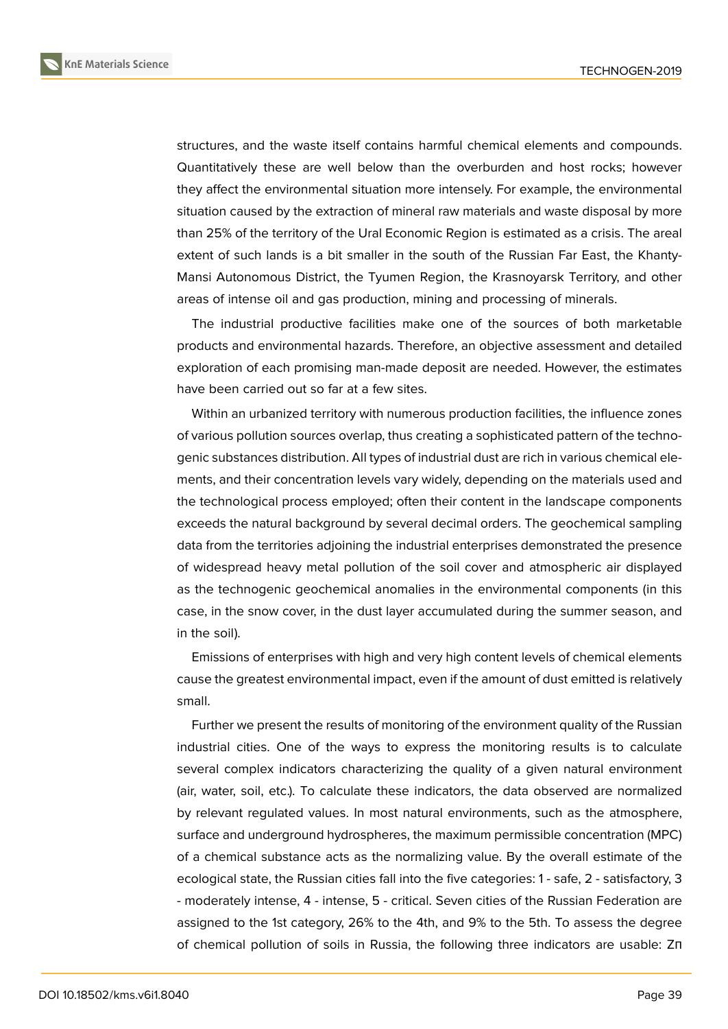structures, and the waste itself contains harmful chemical elements and compounds. Quantitatively these are well below than the overburden and host rocks; however they affect the environmental situation more intensely. For example, the environmental situation caused by the extraction of mineral raw materials and waste disposal by more than 25% of the territory of the Ural Economic Region is estimated as a crisis. The areal extent of such lands is a bit smaller in the south of the Russian Far East, the Khanty-Mansi Autonomous District, the Tyumen Region, the Krasnoyarsk Territory, and other areas of intense oil and gas production, mining and processing of minerals.

The industrial productive facilities make one of the sources of both marketable products and environmental hazards. Therefore, an objective assessment and detailed exploration of each promising man-made deposit are needed. However, the estimates have been carried out so far at a few sites.

Within an urbanized territory with numerous production facilities, the influence zones of various pollution sources overlap, thus creating a sophisticated pattern of the technogenic substances distribution. All types of industrial dust are rich in various chemical elements, and their concentration levels vary widely, depending on the materials used and the technological process employed; often their content in the landscape components exceeds the natural background by several decimal orders. The geochemical sampling data from the territories adjoining the industrial enterprises demonstrated the presence of widespread heavy metal pollution of the soil cover and atmospheric air displayed as the technogenic geochemical anomalies in the environmental components (in this case, in the snow cover, in the dust layer accumulated during the summer season, and in the soil).

Emissions of enterprises with high and very high content levels of chemical elements cause the greatest environmental impact, even if the amount of dust emitted is relatively small.

Further we present the results of monitoring of the environment quality of the Russian industrial cities. One of the ways to express the monitoring results is to calculate several complex indicators characterizing the quality of a given natural environment (air, water, soil, etc.). To calculate these indicators, the data observed are normalized by relevant regulated values. In most natural environments, such as the atmosphere, surface and underground hydrospheres, the maximum permissible concentration (MPC) of a chemical substance acts as the normalizing value. By the overall estimate of the ecological state, the Russian cities fall into the five categories: 1 - safe, 2 - satisfactory, 3 - moderately intense, 4 - intense, 5 - critical. Seven cities of the Russian Federation are assigned to the 1st category, 26% to the 4th, and 9% to the 5th. To assess the degree of chemical pollution of soils in Russia, the following three indicators are usable: $Z_п$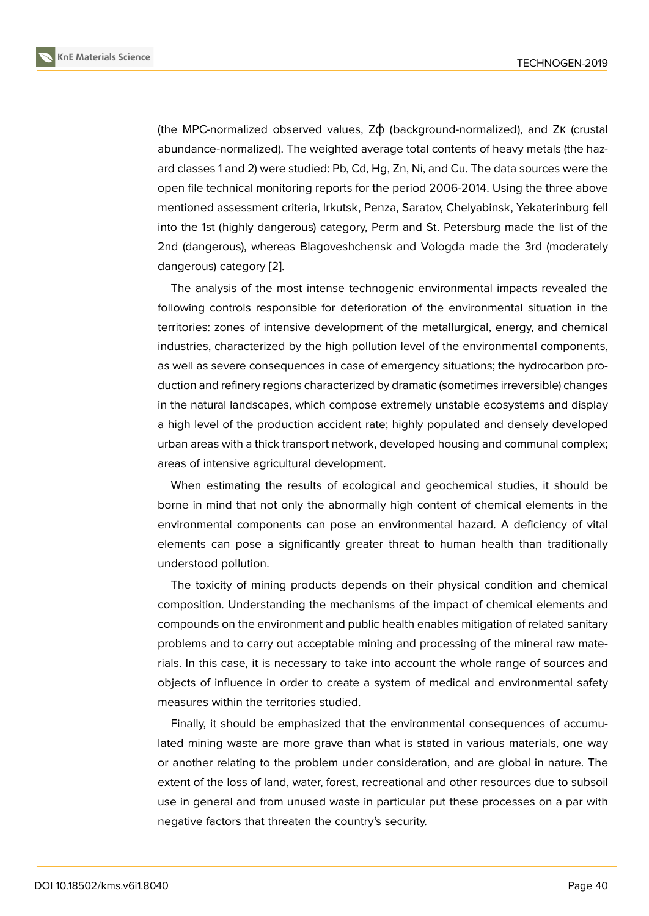(the MPC-normalized observed values, Zф (background-normalized), and Zк (crustal abundance-normalized). The weighted average total contents of heavy metals (the hazard classes 1 and 2) were studied: Pb, Cd, Hg, Zn, Ni, and Cu. The data sources were the open file technical monitoring reports for the period 2006-2014. Using the three above mentioned assessment criteria, Irkutsk, Penza, Saratov, Chelyabinsk, Yekaterinburg fell into the 1st (highly dangerous) category, Perm and St. Petersburg made the list of the 2nd (dangerous), whereas Blagoveshchensk and Vologda made the 3rd (moderately dangerous) category [2].

The analysis of the most intense technogenic environmental impacts revealed the following controls responsible for deterioration of the environmental situation in the territories: zones of intensive development of the metallurgical, energy, and chemical industries, characterized by the high pollution level of the environmental components, as well as severe consequences in case of emergency situations; the hydrocarbon production and refinery regions characterized by dramatic (sometimes irreversible) changes in the natural landscapes, which compose extremely unstable ecosystems and display a high level of the production accident rate; highly populated and densely developed urban areas with a thick transport network, developed housing and communal complex; areas of intensive agricultural development.

When estimating the results of ecological and geochemical studies, it should be borne in mind that not only the abnormally high content of chemical elements in the environmental components can pose an environmental hazard. A deficiency of vital elements can pose a significantly greater threat to human health than traditionally understood pollution.

The toxicity of mining products depends on their physical condition and chemical composition. Understanding the mechanisms of the impact of chemical elements and compounds on the environment and public health enables mitigation of related sanitary problems and to carry out acceptable mining and processing of the mineral raw materials. In this case, it is necessary to take into account the whole range of sources and objects of influence in order to create a system of medical and environmental safety measures within the territories studied.

Finally, it should be emphasized that the environmental consequences of accumulated mining waste are more grave than what is stated in various materials, one way or another relating to the problem under consideration, and are global in nature. The extent of the loss of land, water, forest, recreational and other resources due to subsoil use in general and from unused waste in particular put these processes on a par with negative factors that threaten the country's security.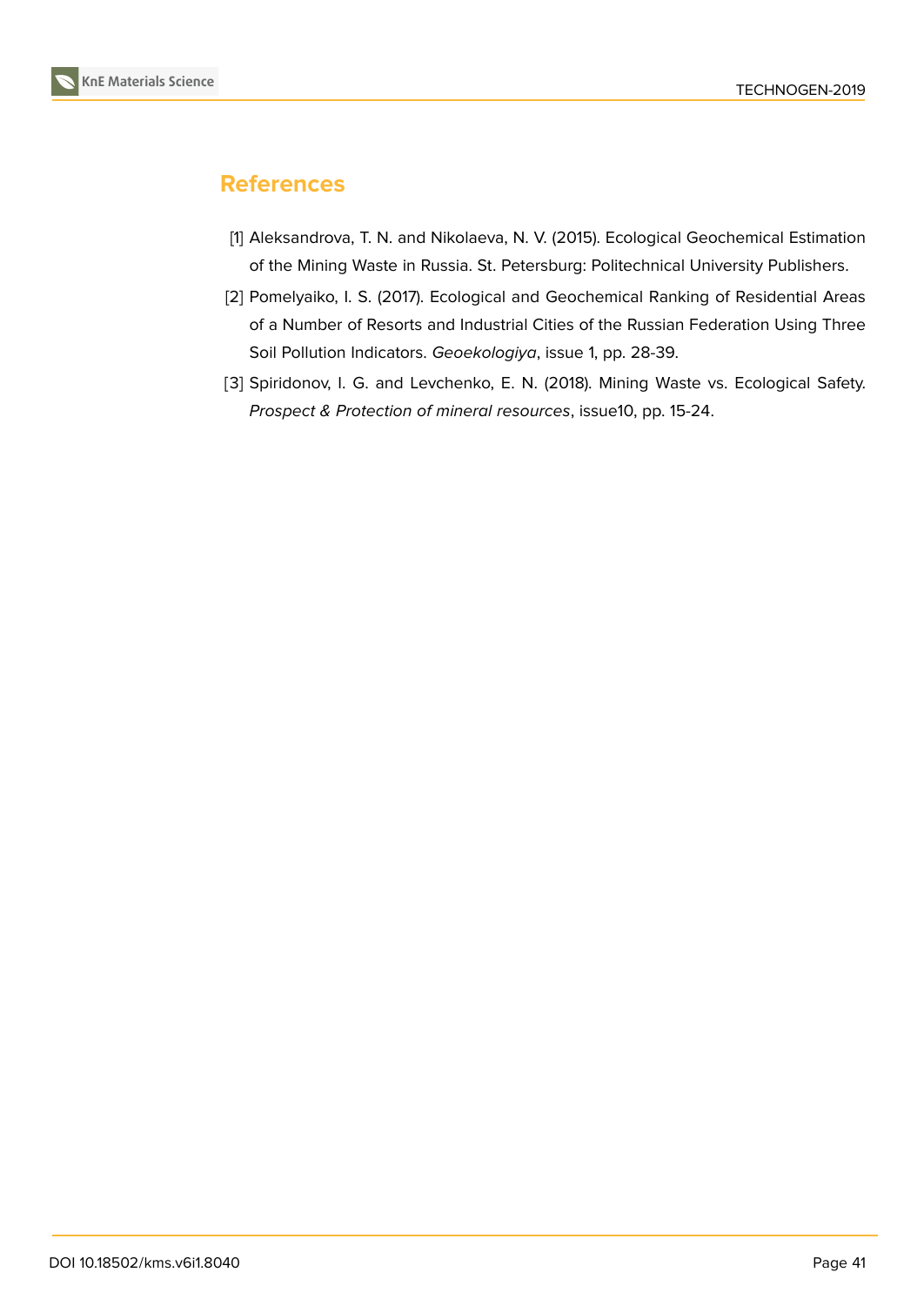## References

[1] Aleksandrova, T. N. and Nikolaeva, N. V. (2015). Ecological Geochemical Estimation of the Mining Waste in Russia. St. Petersburg: Politechnical University Publishers.

[2] Pomelyaiko, I. S. (2017). Ecological and Geochemical Ranking of Residential Areas of a Number of Resorts and Industrial Cities of the Russian Federation Using Three Soil Pollution Indicators. *Geoekologiya*, issue 1, pp. 28-39.

[3] Spiridonov, I. G. and Levchenko, E. N. (2018). Mining Waste vs. Ecological Safety. *Prospect & Protection of mineral resources*, issue10, pp. 15-24.